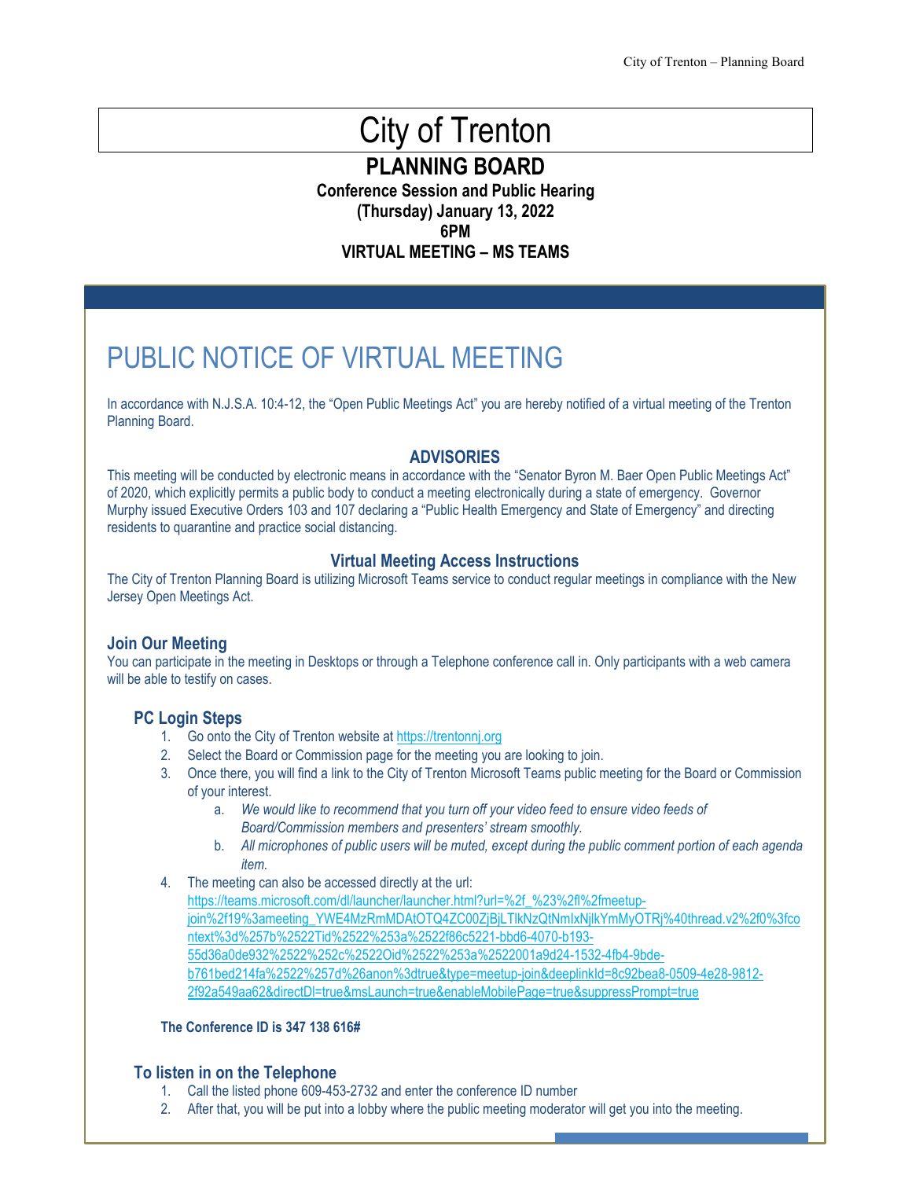# City of Trenton

## PLANNING BOARD

**Conference Session and Public Hearing**
**(Thursday) January 13, 2022**
**6PM**
**VIRTUAL MEETING – MS TEAMS**

# PUBLIC NOTICE OF VIRTUAL MEETING

In accordance with N.J.S.A. 10:4-12, the "Open Public Meetings Act" you are hereby notified of a virtual meeting of the Trenton Planning Board.

### ADVISORIES

This meeting will be conducted by electronic means in accordance with the "Senator Byron M. Baer Open Public Meetings Act" of 2020, which explicitly permits a public body to conduct a meeting electronically during a state of emergency. Governor Murphy issued Executive Orders 103 and 107 declaring a "Public Health Emergency and State of Emergency" and directing residents to quarantine and practice social distancing.

### Virtual Meeting Access Instructions

The City of Trenton Planning Board is utilizing Microsoft Teams service to conduct regular meetings in compliance with the New Jersey Open Meetings Act.

### Join Our Meeting

You can participate in the meeting in Desktops or through a Telephone conference call in. Only participants with a web camera will be able to testify on cases.

### PC Login Steps

1. Go onto the City of Trenton website at https://trentonnj.org
2. Select the Board or Commission page for the meeting you are looking to join.
3. Once there, you will find a link to the City of Trenton Microsoft Teams public meeting for the Board or Commission of your interest.
   a. *We would like to recommend that you turn off your video feed to ensure video feeds of Board/Commission members and presenters' stream smoothly.*
   b. *All microphones of public users will be muted, except during the public comment portion of each agenda item.*
4. The meeting can also be accessed directly at the url: https://teams.microsoft.com/dl/launcher/launcher.html?url=%2f_%23%2fl%2fmeetup-join%2f19%3ameeting_YWE4MzRmMDAtOTQ4ZC00ZjBjLTlkNzQtNmIxNjlkYmMyOTRj%40thread.v2%2f0%3fcontext%3d%257b%2522Tid%2522%253a%2522f86c5221-bbd6-4070-b193-55d36a0de932%2522%252c%2522Oid%2522%253a%2522001a9d24-1532-4fb4-9bde-b761bed214fa%2522%257d%26anon%3dtrue&type=meetup-join&deeplinkId=8c92bea8-0509-4e28-9812-2f92a549aa62&directDl=true&msLaunch=true&enableMobilePage=true&suppressPrompt=true

**The Conference ID is 347 138 616#**

### To listen in on the Telephone

1. Call the listed phone 609-453-2732 and enter the conference ID number
2. After that, you will be put into a lobby where the public meeting moderator will get you into the meeting.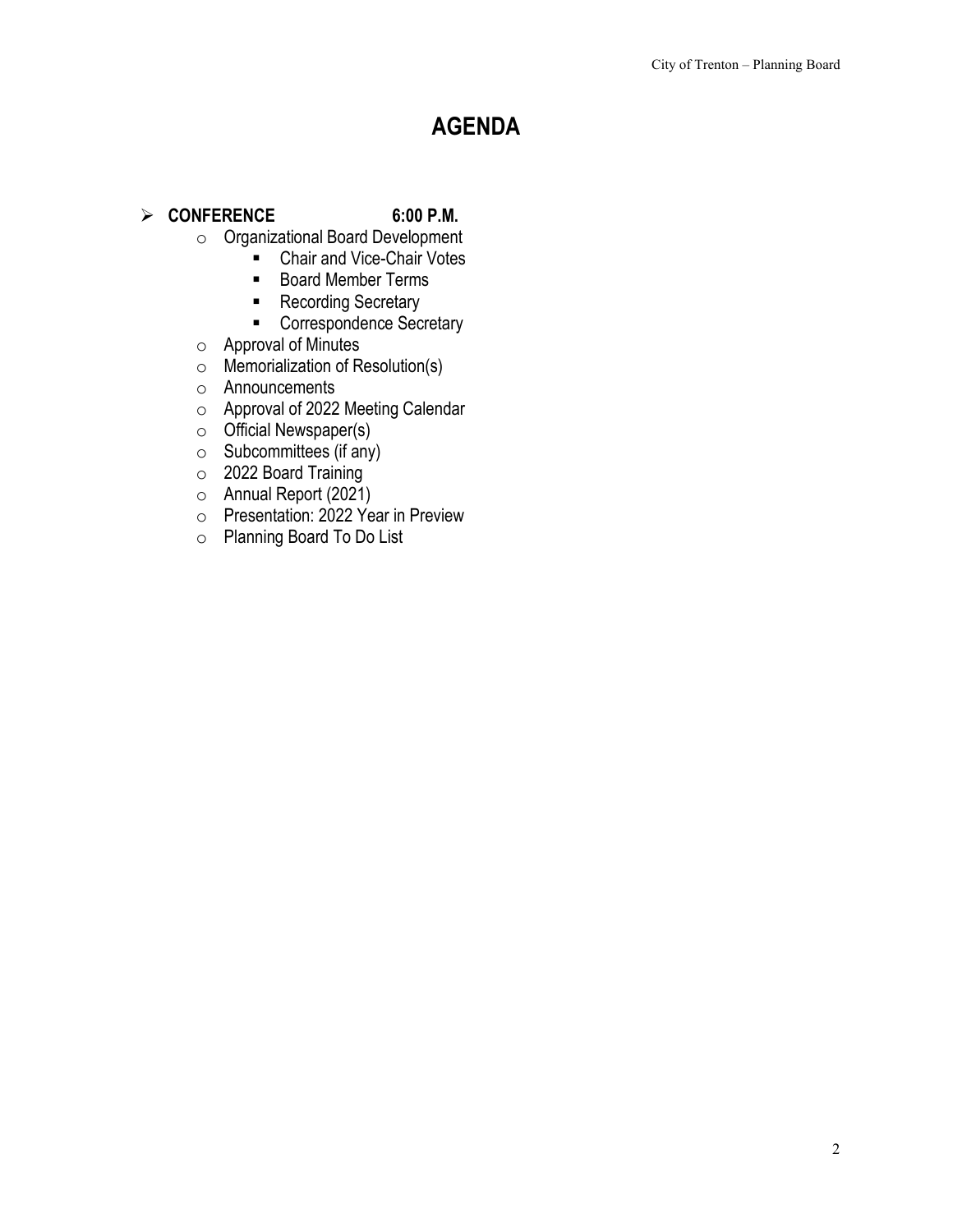# AGENDA

- **CONFERENCE 6:00 P.M.**
  - Organizational Board Development
    - Chair and Vice-Chair Votes
    - Board Member Terms
    - Recording Secretary
    - Correspondence Secretary
  - Approval of Minutes
  - Memorialization of Resolution(s)
  - Announcements
  - Approval of 2022 Meeting Calendar
  - Official Newspaper(s)
  - Subcommittees (if any)
  - 2022 Board Training
  - Annual Report (2021)
  - Presentation: 2022 Year in Preview
  - Planning Board To Do List